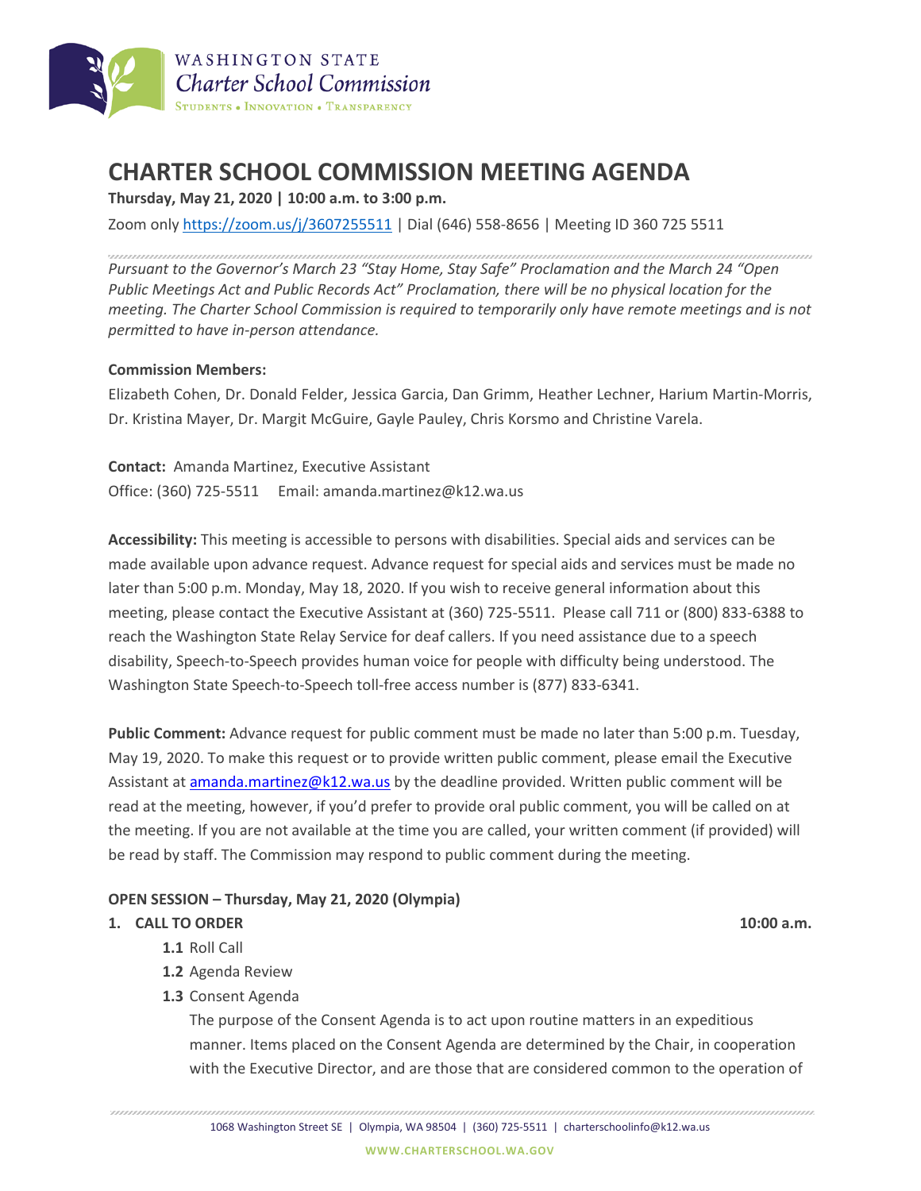# CHARTER SCHOOL COMMISSION MEETING AGENDA

**Thursday, May 21, 2020 | 10:00 a.m. to 3:00 p.m.**

Zoom only https://zoom.us/j/3607255511 | Dial (646) 558-8656 | Meeting ID 360 725 5511

*Pursuant to the Governor's March 23 "Stay Home, Stay Safe" Proclamation and the March 24 "Open Public Meetings Act and Public Records Act" Proclamation, there will be no physical location for the meeting. The Charter School Commission is required to temporarily only have remote meetings and is not permitted to have in-person attendance.*

**Commission Members:**

Elizabeth Cohen, Dr. Donald Felder, Jessica Garcia, Dan Grimm, Heather Lechner, Harium Martin-Morris, Dr. Kristina Mayer, Dr. Margit McGuire, Gayle Pauley, Chris Korsmo and Christine Varela.

**Contact:** Amanda Martinez, Executive Assistant

Office: (360) 725-5511 Email: amanda.martinez@k12.wa.us

**Accessibility:** This meeting is accessible to persons with disabilities. Special aids and services can be made available upon advance request. Advance request for special aids and services must be made no later than 5:00 p.m. Monday, May 18, 2020. If you wish to receive general information about this meeting, please contact the Executive Assistant at (360) 725-5511. Please call 711 or (800) 833-6388 to reach the Washington State Relay Service for deaf callers. If you need assistance due to a speech disability, Speech-to-Speech provides human voice for people with difficulty being understood. The Washington State Speech-to-Speech toll-free access number is (877) 833-6341.

**Public Comment:** Advance request for public comment must be made no later than 5:00 p.m. Tuesday, May 19, 2020. To make this request or to provide written public comment, please email the Executive Assistant at amanda.martinez@k12.wa.us by the deadline provided. Written public comment will be read at the meeting, however, if you'd prefer to provide oral public comment, you will be called on at the meeting. If you are not available at the time you are called, your written comment (if provided) will be read by staff. The Commission may respond to public comment during the meeting.

**OPEN SESSION – Thursday, May 21, 2020 (Olympia)**

**1. CALL TO ORDER** **10:00 a.m.**

- **1.1** Roll Call
- **1.2** Agenda Review
- **1.3** Consent Agenda

  The purpose of the Consent Agenda is to act upon routine matters in an expeditious manner. Items placed on the Consent Agenda are determined by the Chair, in cooperation with the Executive Director, and are those that are considered common to the operation of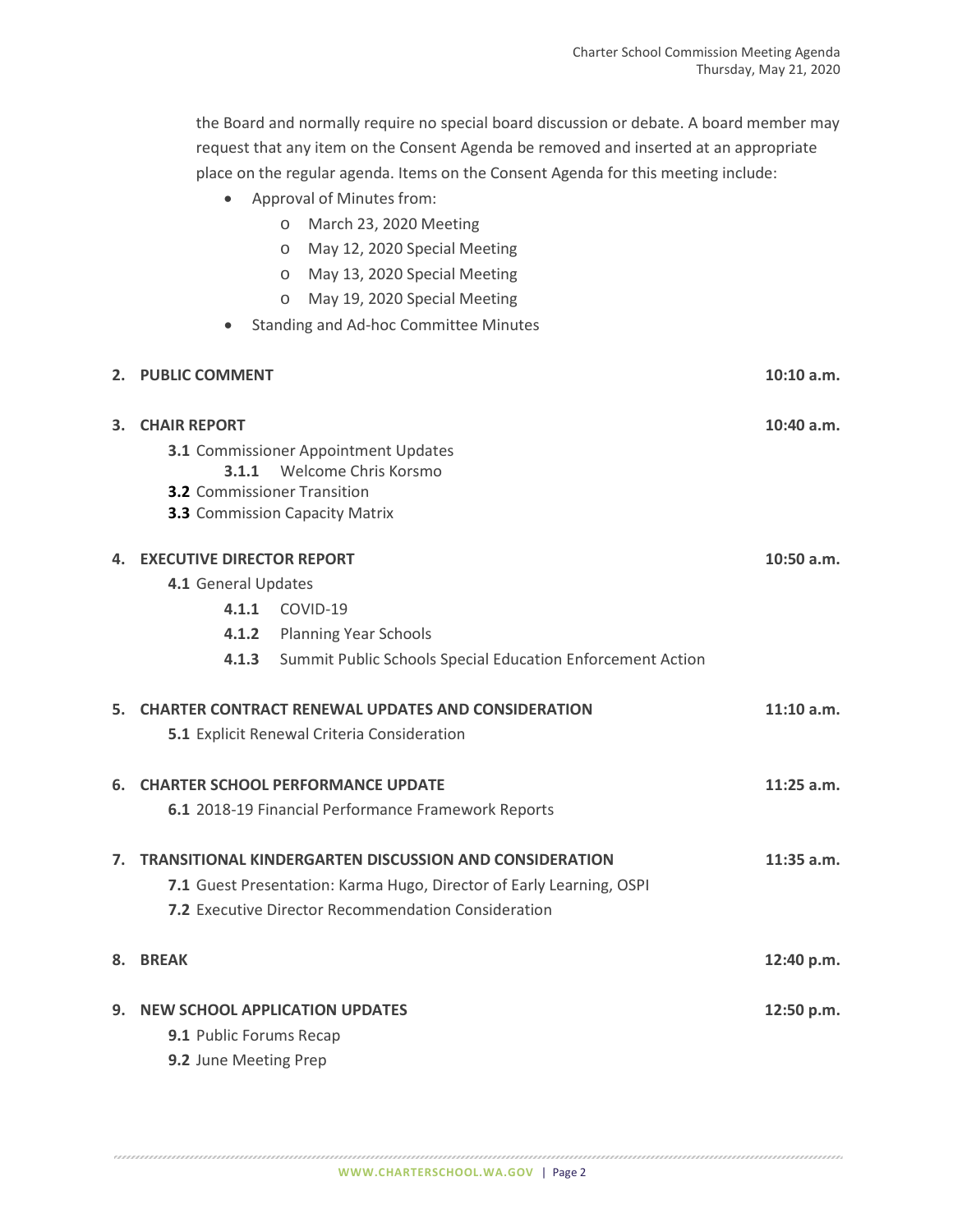the Board and normally require no special board discussion or debate. A board member may request that any item on the Consent Agenda be removed and inserted at an appropriate place on the regular agenda. Items on the Consent Agenda for this meeting include:

- Approval of Minutes from:
  - March 23, 2020 Meeting
  - May 12, 2020 Special Meeting
  - May 13, 2020 Special Meeting
  - May 19, 2020 Special Meeting
- Standing and Ad-hoc Committee Minutes

**2. PUBLIC COMMENT** **10:10 a.m.**

**3. CHAIR REPORT** **10:40 a.m.**

- **3.1** Commissioner Appointment Updates
  - **3.1.1** Welcome Chris Korsmo
- **3.2** Commissioner Transition
- **3.3** Commission Capacity Matrix

**4. EXECUTIVE DIRECTOR REPORT** **10:50 a.m.**

- **4.1** General Updates
  - **4.1.1** COVID-19
  - **4.1.2** Planning Year Schools
  - **4.1.3** Summit Public Schools Special Education Enforcement Action

**5. CHARTER CONTRACT RENEWAL UPDATES AND CONSIDERATION** **11:10 a.m.**

- **5.1** Explicit Renewal Criteria Consideration

**6. CHARTER SCHOOL PERFORMANCE UPDATE** **11:25 a.m.**

- **6.1** 2018-19 Financial Performance Framework Reports

**7. TRANSITIONAL KINDERGARTEN DISCUSSION AND CONSIDERATION** **11:35 a.m.**

- **7.1** Guest Presentation: Karma Hugo, Director of Early Learning, OSPI
- **7.2** Executive Director Recommendation Consideration

**8. BREAK** **12:40 p.m.**

**9. NEW SCHOOL APPLICATION UPDATES** **12:50 p.m.**

- **9.1** Public Forums Recap
- **9.2** June Meeting Prep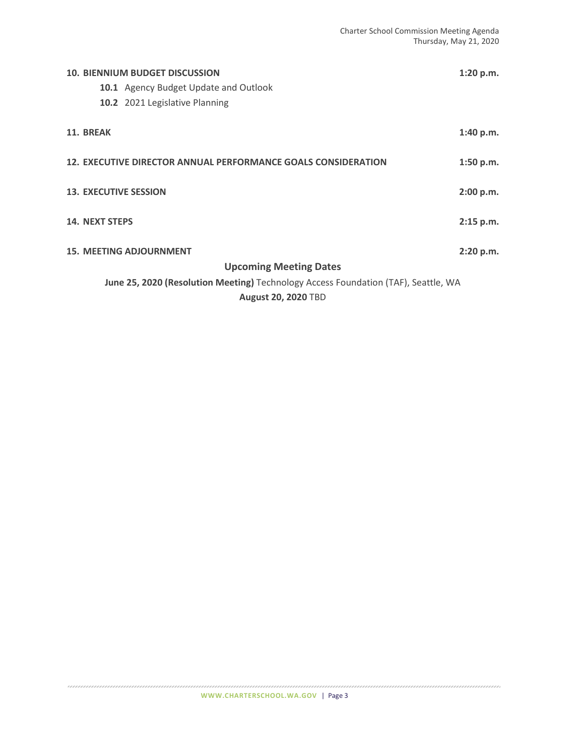**10. BIENNIUM BUDGET DISCUSSION** **1:20 p.m.**

- **10.1** Agency Budget Update and Outlook
- **10.2** 2021 Legislative Planning

**11. BREAK** **1:40 p.m.**

**12. EXECUTIVE DIRECTOR ANNUAL PERFORMANCE GOALS CONSIDERATION** **1:50 p.m.**

**13. EXECUTIVE SESSION** **2:00 p.m.**

**14. NEXT STEPS** **2:15 p.m.**

**15. MEETING ADJOURNMENT** **2:20 p.m.**

## Upcoming Meeting Dates

**June 25, 2020 (Resolution Meeting)** Technology Access Foundation (TAF), Seattle, WA

**August 20, 2020** TBD